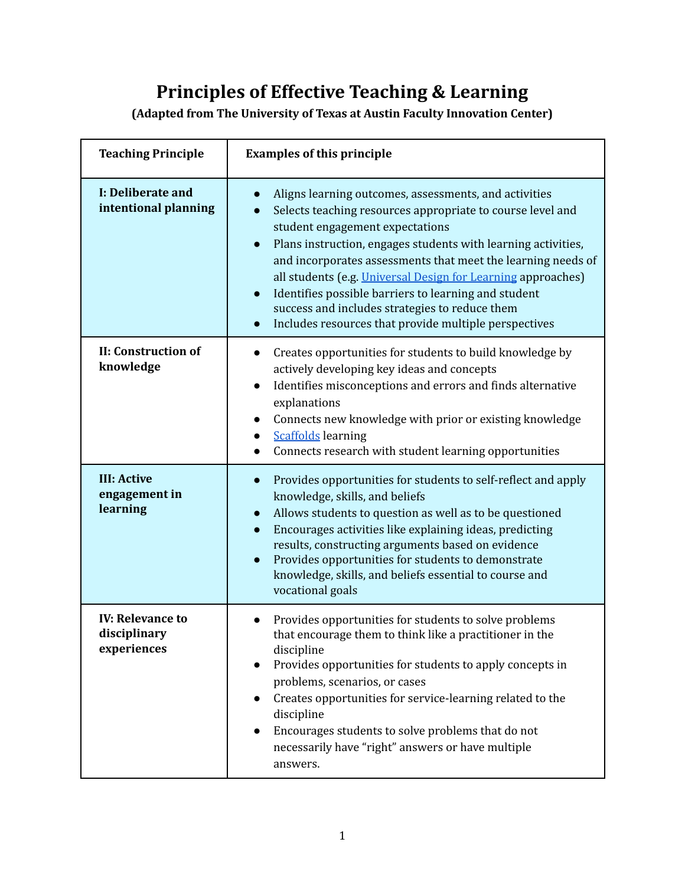# Principles of Effective Teaching & Learning

**(Adapted from The University of Texas at Austin Faculty Innovation Center)**

| Teaching Principle | Examples of this principle |
|---|---|
| **I: Deliberate and intentional planning** | • Aligns learning outcomes, assessments, and activities<br>• Selects teaching resources appropriate to course level and student engagement expectations<br>• Plans instruction, engages students with learning activities, and incorporates assessments that meet the learning needs of all students (e.g. [Universal Design for Learning]() approaches)<br>• Identifies possible barriers to learning and student success and includes strategies to reduce them<br>• Includes resources that provide multiple perspectives |
| **II: Construction of knowledge** | • Creates opportunities for students to build knowledge by actively developing key ideas and concepts<br>• Identifies misconceptions and errors and finds alternative explanations<br>• Connects new knowledge with prior or existing knowledge<br>• [Scaffolds]() learning<br>• Connects research with student learning opportunities |
| **III: Active engagement in learning** | • Provides opportunities for students to self-reflect and apply knowledge, skills, and beliefs<br>• Allows students to question as well as to be questioned<br>• Encourages activities like explaining ideas, predicting results, constructing arguments based on evidence<br>• Provides opportunities for students to demonstrate knowledge, skills, and beliefs essential to course and vocational goals |
| **IV: Relevance to disciplinary experiences** | • Provides opportunities for students to solve problems that encourage them to think like a practitioner in the discipline<br>• Provides opportunities for students to apply concepts in problems, scenarios, or cases<br>• Creates opportunities for service-learning related to the discipline<br>• Encourages students to solve problems that do not necessarily have “right” answers or have multiple answers. |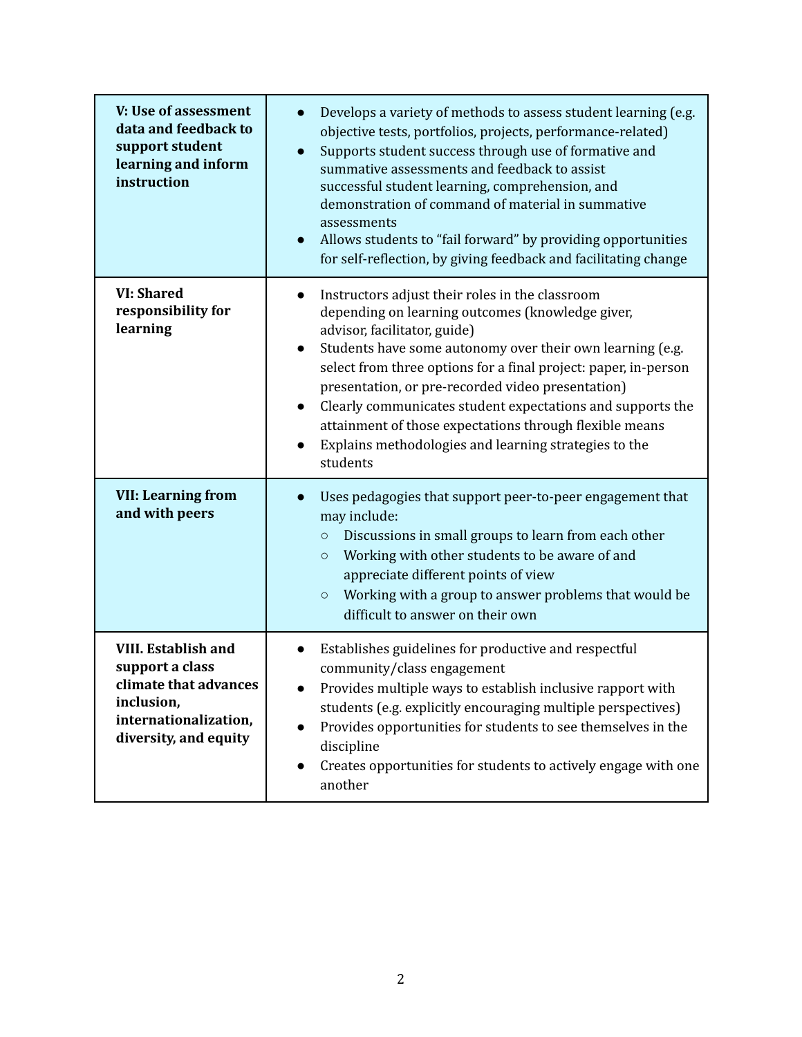| | |
|---|---|
| **V: Use of assessment data and feedback to support student learning and inform instruction** | • Develops a variety of methods to assess student learning (e.g. objective tests, portfolios, projects, performance-related)<br>• Supports student success through use of formative and summative assessments and feedback to assist successful student learning, comprehension, and demonstration of command of material in summative assessments<br>• Allows students to "fail forward" by providing opportunities for self-reflection, by giving feedback and facilitating change |
| **VI: Shared responsibility for learning** | • Instructors adjust their roles in the classroom depending on learning outcomes (knowledge giver, advisor, facilitator, guide)<br>• Students have some autonomy over their own learning (e.g. select from three options for a final project: paper, in-person presentation, or pre-recorded video presentation)<br>• Clearly communicates student expectations and supports the attainment of those expectations through flexible means<br>• Explains methodologies and learning strategies to the students |
| **VII: Learning from and with peers** | • Uses pedagogies that support peer-to-peer engagement that may include:<br>&nbsp;&nbsp;○ Discussions in small groups to learn from each other<br>&nbsp;&nbsp;○ Working with other students to be aware of and appreciate different points of view<br>&nbsp;&nbsp;○ Working with a group to answer problems that would be difficult to answer on their own |
| **VIII. Establish and support a class climate that advances inclusion, internationalization, diversity, and equity** | • Establishes guidelines for productive and respectful community/class engagement<br>• Provides multiple ways to establish inclusive rapport with students (e.g. explicitly encouraging multiple perspectives)<br>• Provides opportunities for students to see themselves in the discipline<br>• Creates opportunities for students to actively engage with one another |